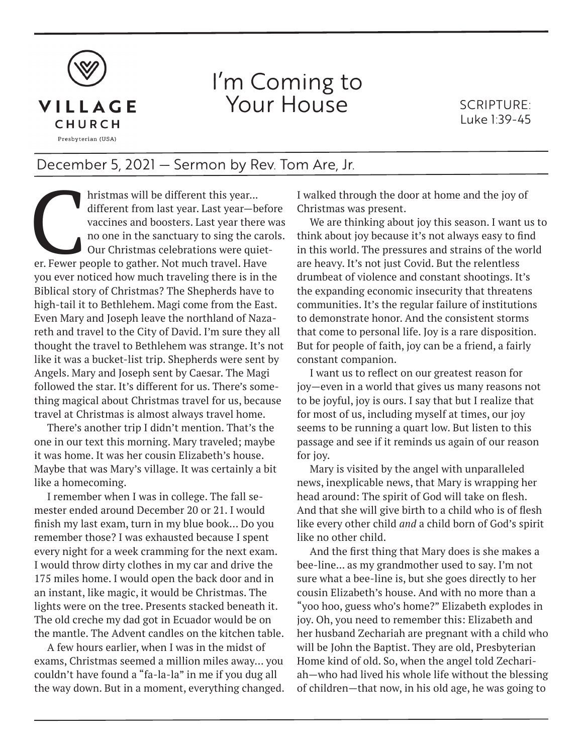VILLAGE CHURCH

Presbyterian (USA)

# I'm Coming to Your House

SCRIPTURE: Luke 1:39-45

December 5, 2021 — Sermon by Rev. Tom Are, Jr.

Christmas will be different this year... different from last year. Last year—before vaccines and boosters. Last year there was no one in the sanctuary to sing the carols. Our Christmas celebrations were quieter. Fewer people to gather. Not much travel. Have you ever noticed how much traveling there is in the Biblical story of Christmas? The Shepherds have to high-tail it to Bethlehem. Magi come from the East. Even Mary and Joseph leave the northland of Nazareth and travel to the City of David. I'm sure they all thought the travel to Bethlehem was strange. It's not like it was a bucket-list trip. Shepherds were sent by Angels. Mary and Joseph sent by Caesar. The Magi followed the star. It's different for us. There's something magical about Christmas travel for us, because travel at Christmas is almost always travel home.

There's another trip I didn't mention. That's the one in our text this morning. Mary traveled; maybe it was home. It was her cousin Elizabeth's house. Maybe that was Mary's village. It was certainly a bit like a homecoming.

I remember when I was in college. The fall semester ended around December 20 or 21. I would finish my last exam, turn in my blue book... Do you remember those? I was exhausted because I spent every night for a week cramming for the next exam. I would throw dirty clothes in my car and drive the 175 miles home. I would open the back door and in an instant, like magic, it would be Christmas. The lights were on the tree. Presents stacked beneath it. The old creche my dad got in Ecuador would be on the mantle. The Advent candles on the kitchen table.

A few hours earlier, when I was in the midst of exams, Christmas seemed a million miles away... you couldn't have found a "fa-la-la" in me if you dug all the way down. But in a moment, everything changed. I walked through the door at home and the joy of Christmas was present.

We are thinking about joy this season. I want us to think about joy because it's not always easy to find in this world. The pressures and strains of the world are heavy. It's not just Covid. But the relentless drumbeat of violence and constant shootings. It's the expanding economic insecurity that threatens communities. It's the regular failure of institutions to demonstrate honor. And the consistent storms that come to personal life. Joy is a rare disposition. But for people of faith, joy can be a friend, a fairly constant companion.

I want us to reflect on our greatest reason for joy—even in a world that gives us many reasons not to be joyful, joy is ours. I say that but I realize that for most of us, including myself at times, our joy seems to be running a quart low. But listen to this passage and see if it reminds us again of our reason for joy.

Mary is visited by the angel with unparalleled news, inexplicable news, that Mary is wrapping her head around: The spirit of God will take on flesh. And that she will give birth to a child who is of flesh like every other child *and* a child born of God's spirit like no other child.

And the first thing that Mary does is she makes a bee-line... as my grandmother used to say. I'm not sure what a bee-line is, but she goes directly to her cousin Elizabeth's house. And with no more than a "yoo hoo, guess who's home?" Elizabeth explodes in joy. Oh, you need to remember this: Elizabeth and her husband Zechariah are pregnant with a child who will be John the Baptist. They are old, Presbyterian Home kind of old. So, when the angel told Zechariah—who had lived his whole life without the blessing of children—that now, in his old age, he was going to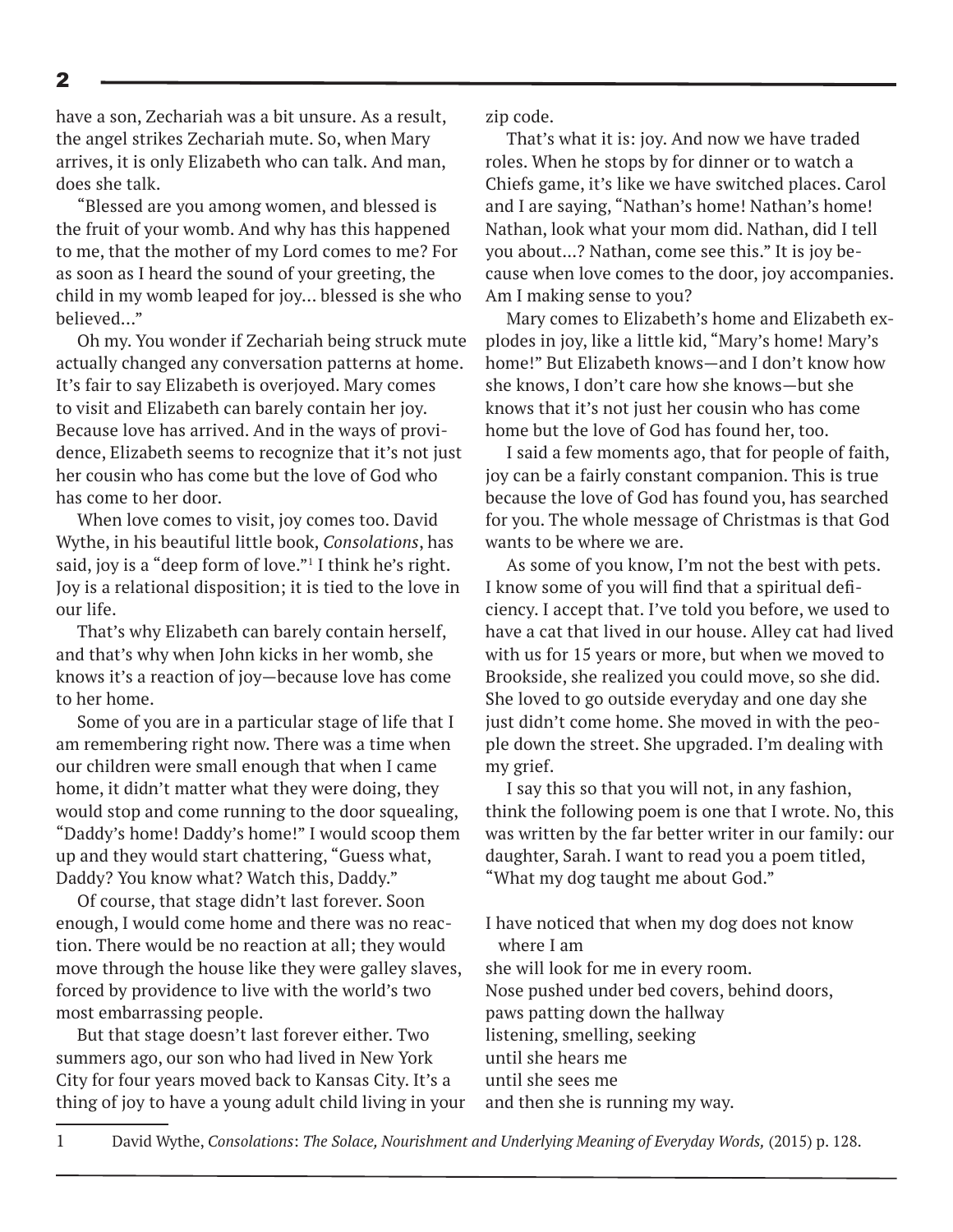have a son, Zechariah was a bit unsure. As a result, the angel strikes Zechariah mute. So, when Mary arrives, it is only Elizabeth who can talk. And man, does she talk.

"Blessed are you among women, and blessed is the fruit of your womb. And why has this happened to me, that the mother of my Lord comes to me? For as soon as I heard the sound of your greeting, the child in my womb leaped for joy… blessed is she who believed…"

Oh my. You wonder if Zechariah being struck mute actually changed any conversation patterns at home. It's fair to say Elizabeth is overjoyed. Mary comes to visit and Elizabeth can barely contain her joy. Because love has arrived. And in the ways of providence, Elizabeth seems to recognize that it's not just her cousin who has come but the love of God who has come to her door.

When love comes to visit, joy comes too. David Wythe, in his beautiful little book, *Consolations*, has said, joy is a "deep form of love."[1] I think he's right. Joy is a relational disposition; it is tied to the love in our life.

That's why Elizabeth can barely contain herself, and that's why when John kicks in her womb, she knows it's a reaction of joy—because love has come to her home.

Some of you are in a particular stage of life that I am remembering right now. There was a time when our children were small enough that when I came home, it didn't matter what they were doing, they would stop and come running to the door squealing, "Daddy's home! Daddy's home!" I would scoop them up and they would start chattering, "Guess what, Daddy? You know what? Watch this, Daddy."

Of course, that stage didn't last forever. Soon enough, I would come home and there was no reaction. There would be no reaction at all; they would move through the house like they were galley slaves, forced by providence to live with the world's two most embarrassing people.

But that stage doesn't last forever either. Two summers ago, our son who had lived in New York City for four years moved back to Kansas City. It's a thing of joy to have a young adult child living in your zip code.

That's what it is: joy. And now we have traded roles. When he stops by for dinner or to watch a Chiefs game, it's like we have switched places. Carol and I are saying, "Nathan's home! Nathan's home! Nathan, look what your mom did. Nathan, did I tell you about…? Nathan, come see this." It is joy because when love comes to the door, joy accompanies. Am I making sense to you?

Mary comes to Elizabeth's home and Elizabeth explodes in joy, like a little kid, "Mary's home! Mary's home!" But Elizabeth knows—and I don't know how she knows, I don't care how she knows—but she knows that it's not just her cousin who has come home but the love of God has found her, too.

I said a few moments ago, that for people of faith, joy can be a fairly constant companion. This is true because the love of God has found you, has searched for you. The whole message of Christmas is that God wants to be where we are.

As some of you know, I'm not the best with pets. I know some of you will find that a spiritual deficiency. I accept that. I've told you before, we used to have a cat that lived in our house. Alley cat had lived with us for 15 years or more, but when we moved to Brookside, she realized you could move, so she did. She loved to go outside everyday and one day she just didn't come home. She moved in with the people down the street. She upgraded. I'm dealing with my grief.

I say this so that you will not, in any fashion, think the following poem is one that I wrote. No, this was written by the far better writer in our family: our daughter, Sarah. I want to read you a poem titled, "What my dog taught me about God."

I have noticed that when my dog does not know where I am  
she will look for me in every room.  
Nose pushed under bed covers, behind doors,  
paws patting down the hallway  
listening, smelling, seeking  
until she hears me  
until she sees me  
and then she is running my way.

---

1 David Wythe, *Consolations*: *The Solace, Nourishment and Underlying Meaning of Everyday Words,* (2015) p. 128.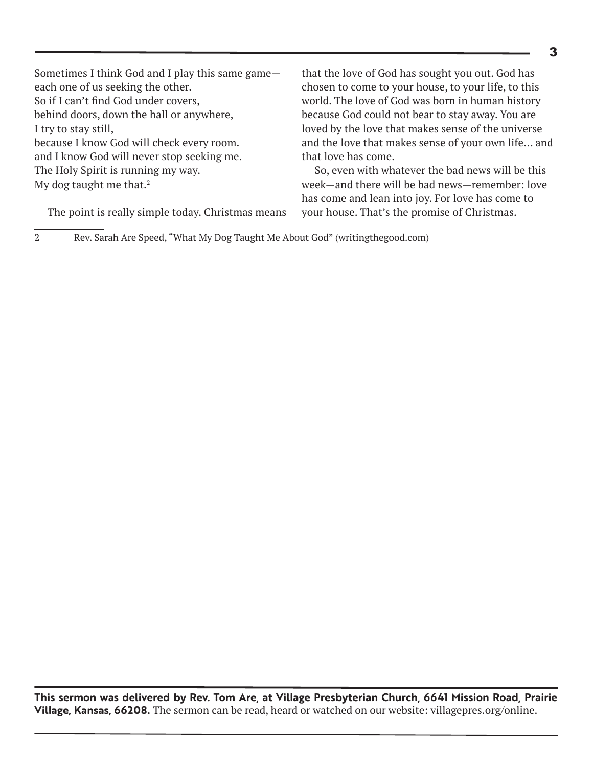Sometimes I think God and I play this same game—
each one of us seeking the other.
So if I can't find God under covers,
behind doors, down the hall or anywhere,
I try to stay still,
because I know God will check every room.
and I know God will never stop seeking me.
The Holy Spirit is running my way.
My dog taught me that.[2]

The point is really simple today. Christmas means that the love of God has sought you out. God has chosen to come to your house, to your life, to this world. The love of God was born in human history because God could not bear to stay away. You are loved by the love that makes sense of the universe and the love that makes sense of your own life… and that love has come.

So, even with whatever the bad news will be this week—and there will be bad news—remember: love has come and lean into joy. For love has come to your house. That's the promise of Christmas.

2 Rev. Sarah Are Speed, "What My Dog Taught Me About God" (writingthegood.com)

**This sermon was delivered by Rev. Tom Are, at Village Presbyterian Church, 6641 Mission Road, Prairie Village, Kansas, 66208.** The sermon can be read, heard or watched on our website: villagepres.org/online.